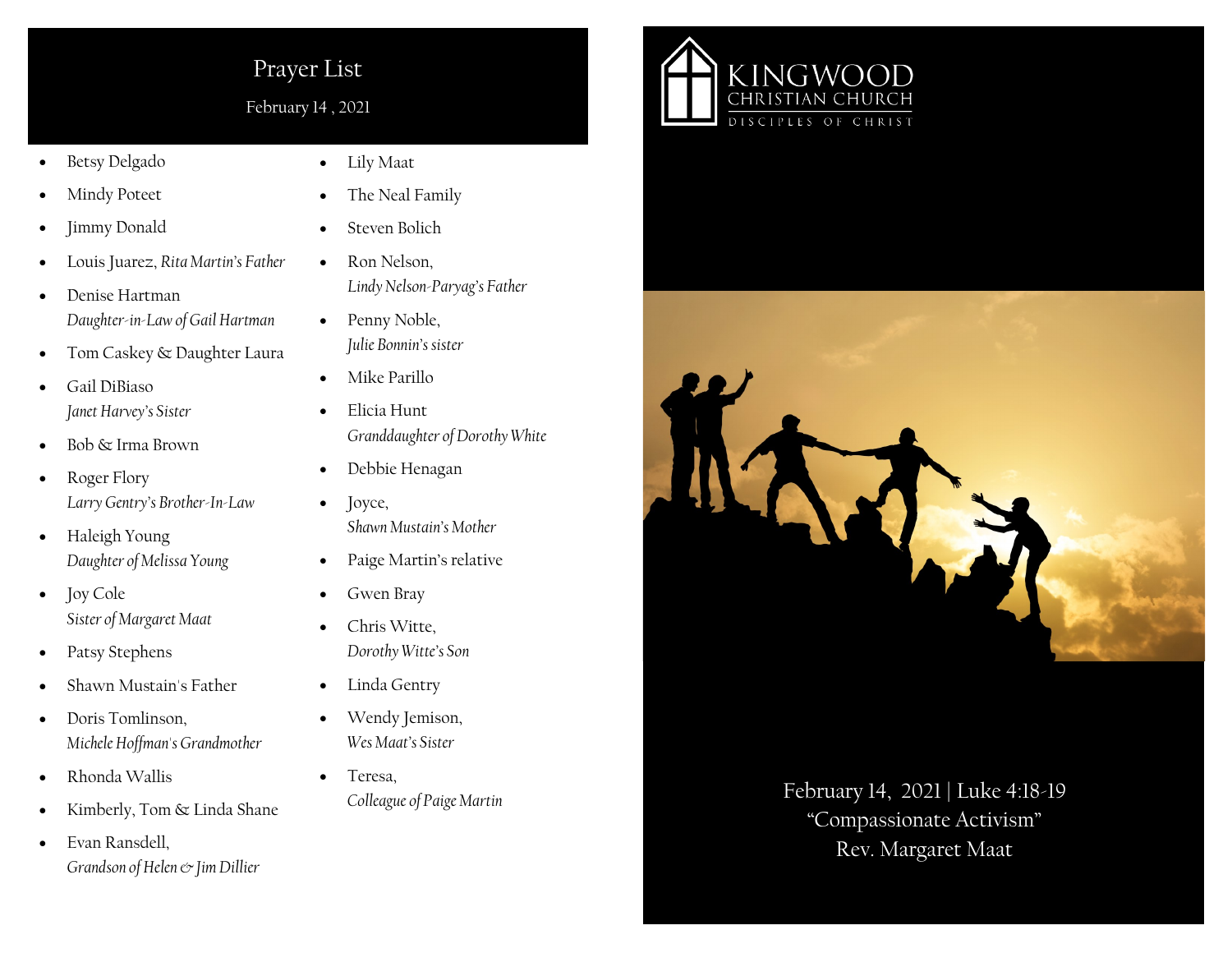# Prayer List

February 14 , 2021

- Betsy Delgado
- Mindy Poteet
- Jimmy Donald
- Louis Juarez, *Rita Martin's Father*
- Denise Hartman
  *Daughter-in-Law of Gail Hartman*
- Tom Caskey & Daughter Laura
- Gail DiBiaso
  *Janet Harvey's Sister*
- Bob & Irma Brown
- Roger Flory
  *Larry Gentry's Brother-In-Law*
- Haleigh Young
  *Daughter of Melissa Young*
- Joy Cole
  *Sister of Margaret Maat*
- Patsy Stephens
- Shawn Mustain's Father
- Doris Tomlinson,
  *Michele Hoffman's Grandmother*
- Rhonda Wallis
- Kimberly, Tom & Linda Shane
- Evan Ransdell,
  *Grandson of Helen & Jim Dillier*
- Lily Maat
- The Neal Family
- Steven Bolich
- Ron Nelson,
  *Lindy Nelson-Paryag's Father*
- Penny Noble,
  *Julie Bonnin's sister*
- Mike Parillo
- Elicia Hunt
  *Granddaughter of Dorothy White*
- Debbie Henagan
- Joyce,
  *Shawn Mustain's Mother*
- Paige Martin's relative
- Gwen Bray
- Chris Witte,
  *Dorothy Witte's Son*
- Linda Gentry
- Wendy Jemison,
  *Wes Maat's Sister*
- Teresa,
  *Colleague of Paige Martin*

KINGWOOD CHRISTIAN CHURCH
DISCIPLES OF CHRIST

February 14, 2021 | Luke 4:18-19
"Compassionate Activism"
Rev. Margaret Maat